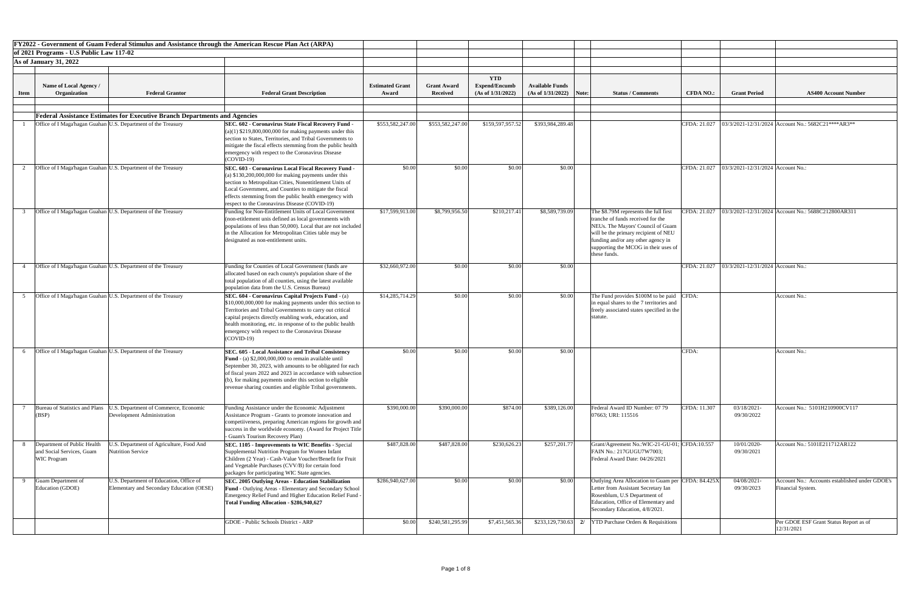**FY2022 - Government of Guam Federal Stimulus and Assistance through the American Rescue Plan Act (ARPA)**

**of 2021 Programs - U.S Public Law 117-02**

**As of January 31, 2022**

| Item | Name of Local Agency / Organization | Federal Grantor | Federal Grant Description | Estimated Grant Award | Grant Award Received | YTD Expend/Encumb (As of 1/31/2022) | Available Funds (As of 1/31/2022) | Note: | Status / Comments | CFDA NO.: | Grant Period | AS400 Account Number |
|---|---|---|---|---|---|---|---|---|---|---|---|---|
| | **Federal Assistance Estimates for Executive Branch Departments and Agencies** | | | | | | | | | | | |
| 1 | Office of I Maga'hagan Guahan | U.S. Department of the Treasury | **SEC. 602 - Coronavirus State Fiscal Recovery Fund** - (a)(1) $219,800,000,000 for making payments under this section to States, Territories, and Tribal Governments to mitigate the fiscal effects stemming from the public health emergency with respect to the Coronavirus Disease (COVID-19) | $553,582,247.00 | $553,582,247.00 | $159,597,957.52 | $393,984,289.48 | | | CFDA: 21.027 | 03/3/2021-12/31/2024 | Account No.: 5682C21****AR3** |
| 2 | Office of I Maga'hagan Guahan | U.S. Department of the Treasury | **SEC. 603 - Coronavirus Local Fiscal Recovery Fund** - (a) $130,200,000,000 for making payments under this section to Metropolitan Cities, Nonentitlement Units of Local Government, and Counties to mitigate the fiscal effects stemming from the public health emergency with respect to the Coronavirus Disease (COVID-19) | $0.00 | $0.00 | $0.00 | $0.00 | | | CFDA: 21.027 | 03/3/2021-12/31/2024 | Account No.: |
| 3 | Office of I Maga'hagan Guahan | U.S. Department of the Treasury | Funding for Non-Entitlement Units of Local Government (non-etitlement unis defined as local governments with populations of less than 50,000). Local that are not included in the Allocation for Metropolitan Cities table may be designated as non-entitlement units. | $17,599,913.00 | $8,799,956.50 | $210,217.41 | $8,589,739.09 | | The $8.79M represents the full first tranche of funds received for the NEUs. The Mayors' Council of Guam will be the primary recipient of NEU funding and/or any other agency in supporting the MCOG in their uses of these funds. | CFDA: 21.027 | 03/3/2021-12/31/2024 | Account No.: 5688C212800AR311 |
| 4 | Office of I Maga'hagan Guahan | U.S. Department of the Treasury | Funding for Counties of Local Government (funds are allocated based on each county's population share of the total population of all counties, using the latest available population data from the U.S. Census Bureau) | $32,660,972.00 | $0.00 | $0.00 | $0.00 | | | CFDA: 21.027 | 03/3/2021-12/31/2024 | Account No.: |
| 5 | Office of I Maga'hagan Guahan | U.S. Department of the Treasury | **SEC. 604 - Coronavirus Capital Projects Fund** - (a) $10,000,000,000 for making payments under this section to Territories and Tribal Governments to carry out critical capital projects directly enabling work, education, and health monitoring, etc. in response of to the public health emergency with respect to the Coronavirus Disease (COVID-19) | $14,285,714.29 | $0.00 | $0.00 | $0.00 | | The Fund provides $100M to be paid in equal shares to the 7 territories and freely associated states specified in the statute. | CFDA: | | Account No.: |
| 6 | Office of I Maga'hagan Guahan | U.S. Department of the Treasury | **SEC. 605 - Local Assistance and Tribal Consistency Fund** - (a) $2,000,000,000 to remain available until September 30, 2023, with amounts to be obligated for each of fiscal years 2022 and 2023 in accordance with subsection (b), for making payments under this section to eligible revenue sharing counties and eligible Tribal governments. | $0.00 | $0.00 | $0.00 | $0.00 | | | CFDA: | | Account No.: |
| 7 | Bureau of Statistics and Plans (BSP) | U.S. Department of Commerce, Economic Development Administration | Funding Assistance under the Economic Adjustment Assistance Program - Grants to promote innovation and competiiveness, preparing American regions for growth and success in the worldwide economy. (Award for Project Title - Guam's Tourism Recovery Plan) | $390,000.00 | $390,000.00 | $874.00 | $389,126.00 | | Federal Award ID Number: 07 79 07663; URI: 115516 | CFDA: 11.307 | 03/18/2021-09/30/2022 | Account No.: 5101H210900CV117 |
| 8 | Department of Public Health and Social Services, Guam WIC Program | U.S. Department of Agriculture, Food And Nutrition Service | **SEC. 1105 - Improvements to WIC Benefits** - Special Supplemental Nutrition Program for Women Infant Children (2 Year) - Cash-Value Voucher/Benefit for Fruit and Vegetable Purchases (CVV/B) for certain food packages for participating WIC State agencies. | $487,828.00 | $487,828.00 | $230,626.23 | $257,201.77 | | Grant/Agreement No.:WIC-21-GU-01; FAIN No.: 217GUGU7W7003; Federal Award Date: 04/26/2021 | CFDA:10.557 | 10/01/2020-09/30/2021 | Account No.: 5101E211712AR122 |
| 9 | Guam Department of Education (GDOE) | U.S. Department of Education, Office of Elementary and Secondary Education (OESE) | **SEC. 2005 Outlying Areas - Education Stabilization Fund** - Outlying Areas - Elementary and Secondary School Emergency Relief Fund and Higher Education Relief Fund - **Total Funding Allocation - $286,940,627** | $286,940,627.00 | $0.00 | $0.00 | $0.00 | | Outlying Area Allocation to Guam per Letter from Assistant Secretary Ian Rosenblum, U.S Department of Education, Office of Elementary and Secondary Education, 4/8/2021. | CFDA: 84.425X | 04/08/2021-09/30/2023 | Account No.: Accounts established under GDOE's Financial System. |
| | | | GDOE - Public Schools District - ARP | $0.00 | $240,581,295.99 | $7,451,565.36 | $233,129,730.63 | 2/ | YTD Purchase Orders & Requisitions | | | Per GDOE ESF Grant Status Report as of 12/31/2021 |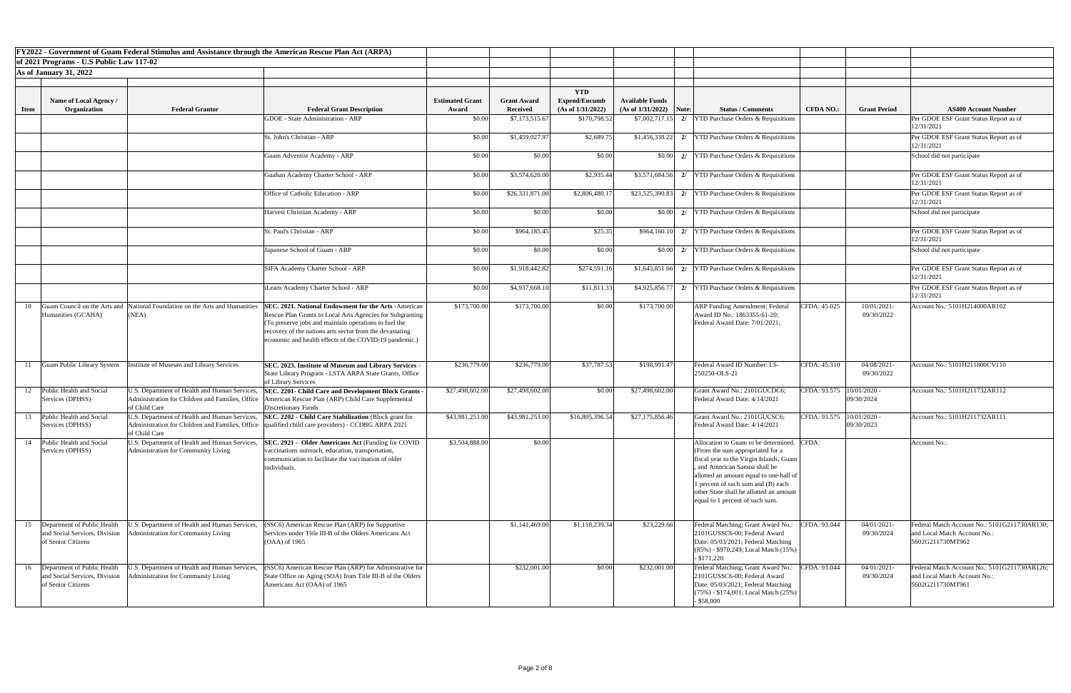**FY2022 - Government of Guam Federal Stimulus and Assistance through the American Rescue Plan Act (ARPA)**

**of 2021 Programs - U.S Public Law 117-02**

**As of January 31, 2022**

| Item | Name of Local Agency / Organization | Federal Grantor | Federal Grant Description | Estimated Grant Award | Grant Award Received | YTD Expend/Encumb (As of 1/31/2022) | Available Funds (As of 1/31/2022) | Note: | Status / Comments | CFDA NO.: | Grant Period | AS400 Account Number |
|---|---|---|---|---|---|---|---|---|---|---|---|---|
| | | | GDOE - State Administration - ARP | $0.00 | $7,173,515.67 | $170,798.52 | $7,002,717.15 | 2/ | YTD Purchase Orders & Requisitions | | | Per GDOE ESF Grant Status Report as of 12/31/2021 |
| | | | St. John's Christian - ARP | $0.00 | $1,459,027.97 | $2,689.75 | $1,456,338.22 | 2/ | YTD Purchase Orders & Requisitions | | | Per GDOE ESF Grant Status Report as of 12/31/2021 |
| | | | Guam Adventist Academy - ARP | $0.00 | $0.00 | $0.00 | $0.00 | 2/ | YTD Purchase Orders & Requisitions | | | School did not participate |
| | | | Guahan Academy Charter School - ARP | $0.00 | $3,574,620.00 | $2,935.44 | $3,571,684.56 | 2/ | YTD Purchase Orders & Requisitions | | | Per GDOE ESF Grant Status Report as of 12/31/2021 |
| | | | Office of Catholic Education - ARP | $0.00 | $26,331,871.00 | $2,806,480.17 | $23,525,390.83 | 2/ | YTD Purchase Orders & Requisitions | | | Per GDOE ESF Grant Status Report as of 12/31/2021 |
| | | | Harvest Christian Academy - ARP | $0.00 | $0.00 | $0.00 | $0.00 | 2/ | YTD Purchase Orders & Requisitions | | | School did not participate |
| | | | St. Paul's Christian - ARP | $0.00 | $964,185.45 | $25.35 | $964,160.10 | 2/ | YTD Purchase Orders & Requisitions | | | Per GDOE ESF Grant Status Report as of 12/31/2021 |
| | | | Japanese School of Guam - ARP | $0.00 | $0.00 | $0.00 | $0.00 | 2/ | YTD Purchase Orders & Requisitions | | | School did not participate |
| | | | SIFA Academy Charter School - ARP | $0.00 | $1,918,442.82 | $274,591.16 | $1,643,851.66 | 2/ | YTD Purchase Orders & Requisitions | | | Per GDOE ESF Grant Status Report as of 12/31/2021 |
| | | | iLearn Academy Charter School - ARP | $0.00 | $4,937,668.10 | $11,811.33 | $4,925,856.77 | 2/ | YTD Purchase Orders & Requisitions | | | Per GDOE ESF Grant Status Report as of 12/31/2021 |
| 10 | Guam Council on the Arts and Humanities (GCAHA) | National Foundation on the Arts and Humanities (NEA) | **SEC. 2021. National Endowment for the Arts** -American Rescue Plan Grants to Local Arts Agencies for Subgranting (To preserve jobs and maintain operations to fuel the recovery of the nations arts sector from the devastating economic and health effects of the COVID-19 pandemic.) | $173,700.00 | $173,700.00 | $0.00 | $173,700.00 | | ARP Funding Amendment; Federal Award ID No.: 1863355-61-20; Federal Award Date: 7/01/2021; | CFDA: 45.025 | 10/01/2021-09/30/2022 | Account No.: 5101H214000AR102 |
| 11 | Guam Public Library System | Institute of Museum and Library Services | **SEC. 2023. Institute of Museum and Library Services** - State Library Program - LSTA ARPA State Grants, Office of Library Services | $236,779.00 | $236,779.00 | $37,787.53 | $198,991.47 | | Federal Award ID Number: LS-250250-OLS-21 | CFDA: 45.310 | 04/08/2021-09/30/2022 | Account No.: 5101H211800CV110 |
| 12 | Public Health and Social Services (DPHSS) | U.S. Department of Health and Human Services, Administration for Children and Families, Office of Child Care | **SEC. 2201- Child Care and Development Block Grants** - American Rescue Plan (ARP) Child Care Supplemental Discretionary Funds | $27,498,602.00 | $27,498,602.00 | $0.00 | $27,498,602.00 | | Grant Award No.: 2101GUCDC6; Federal Award Date: 4/14/2021 | CFDA: 93.575 | 10/01/2020 - 09/30/2024 | Account No.: 5101H211732AR112 |
| 13 | Public Health and Social Services (DPHSS) | U.S. Department of Health and Human Services, Administration for Children and Families, Office of Child Care | **SEC. 2202 - Child Care Stabilization** (Block grant for qualified child care providers) - CCDBG ARPA 2021 | $43,981,253.00 | $43,981,253.00 | $16,805,396.54 | $27,175,856.46 | | Grant Award No.: 2101GUCSC6; Federal Award Date: 4/14/2021 | CFDA: 93.575 | 10/01/2020 - 09/30/2023 | Account No.: 5101H211732AR111 |
| 14 | Public Health and Social Services (DPHSS) | U.S. Department of Health and Human Services, Administration for Community Living | **SEC. 2921 - Older Americans Act** (Funding for COVID vaccinations outreach, education, transportation, communication to facilitate the vaccination of older individuals. | $3,504,888.00 | $0.00 | | | | Allocation to Guam to be determined. (From the sum appropriated for a fiscal year to the Virgin Islands, Guam , and American Samoa shall be allotted an amount equal to one-half of 1 percent of such sum and (B) each other State shall be allotted an amount equal to 1 percent of such sum. | CFDA: | | Account No.: |
| 15 | Department of Public Health and Social Services, Division of Senior Citizens | U.S. Department of Health and Human Services, Administration for Community Living | (SSC6) American Rescue Plan (ARP) for Supportive Services under Title III-B of the Olders Americans Act (OAA) of 1965 | | $1,141,469.00 | $1,118,239.34 | $23,229.66 | | Federal Matching; Grant Award No.: 2101GUSSC6-00; Federal Award Date: 05/03/2021; Federal Matching (85%) - $970,249; Local Match (15%) - $171,220 | CFDA: 93.044 | 04/01/2021-09/30/2024 | Federal Match Account No.: 5101G211730AR130; and Local Match Account No.: 5602G211730MT962 |
| 16 | Department of Public Health and Social Services, Division of Senior Citizens | U.S. Department of Health and Human Services, Administration for Community Living | (SSC6) American Rescue Plan (ARP) for Adminstrative for State Office on Aging (SOA) from Title III-B of the Olders Americans Act (OAA) of 1965 | | $232,001.00 | $0.00 | $232,001.00 | | Federal Matching; Grant Award No.: 2101GUSSC6-00; Federal Award Date: 05/03/2021; Federal Matching (75%) - $174,001; Local Match (25%) - $58,000 | CFDA: 93.044 | 04/01/2021-09/30/2024 | Federal Match Account No.: 5101G211730AR126; and Local Match Account No.: 5602G211730MT961 |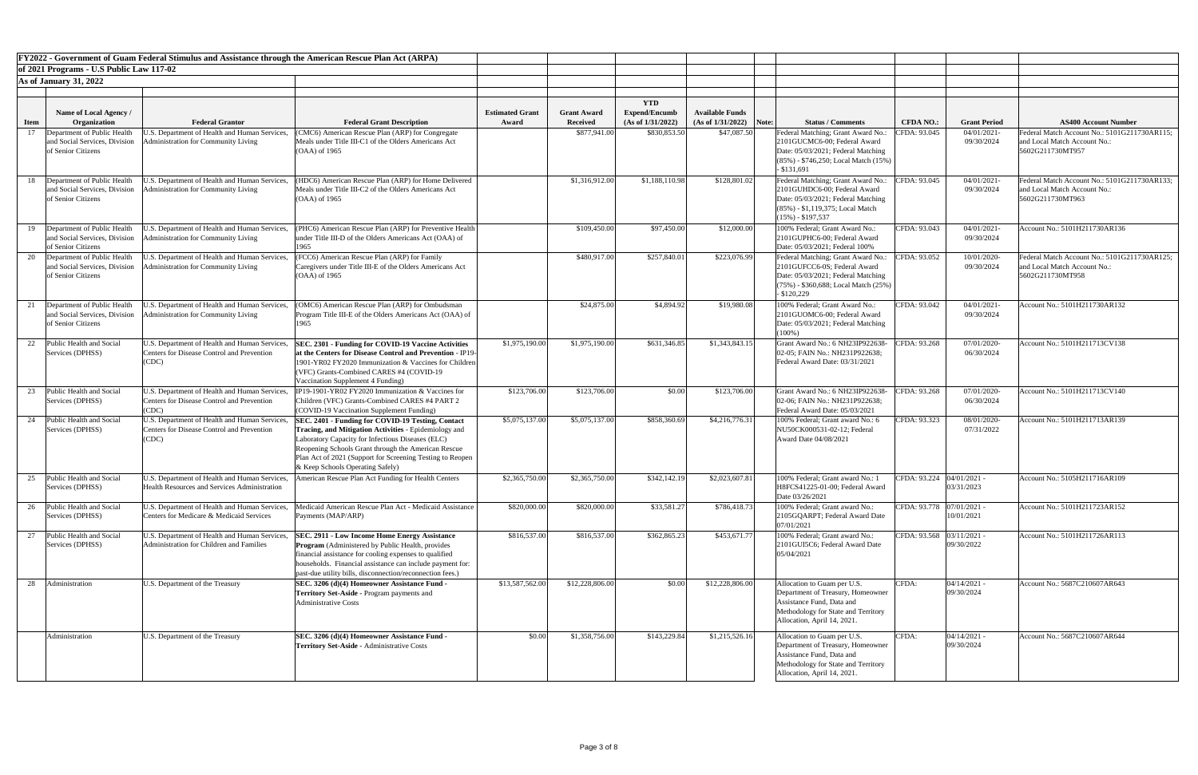**FY2022 - Government of Guam Federal Stimulus and Assistance through the American Rescue Plan Act (ARPA)**

**of 2021 Programs - U.S Public Law 117-02**

**As of January 31, 2022**

| Item | Name of Local Agency / Organization | Federal Grantor | Federal Grant Description | Estimated Grant Award | Grant Award Received | YTD Expend/Encumb (As of 1/31/2022) | Available Funds (As of 1/31/2022) | Note: | Status / Comments | CFDA NO.: | Grant Period | AS400 Account Number |
|---|---|---|---|---|---|---|---|---|---|---|---|---|
| 17 | Department of Public Health and Social Services, Division of Senior Citizens | U.S. Department of Health and Human Services, Administration for Community Living | (CMC6) American Rescue Plan (ARP) for Congregate Meals under Title III-C1 of the Olders Americans Act (OAA) of 1965 | | $877,941.00 | $830,853.50 | $47,087.50 | | Federal Matching; Grant Award No.: 2101GUCMC6-00; Federal Award Date: 05/03/2021; Federal Matching (85%) - $746,250; Local Match (15%) - $131,691 | CFDA: 93.045 | 04/01/2021-09/30/2024 | Federal Match Account No.: 5101G211730AR115; and Local Match Account No.: 5602G211730MT957 |
| 18 | Department of Public Health and Social Services, Division of Senior Citizens | U.S. Department of Health and Human Services, Administration for Community Living | (HDC6) American Rescue Plan (ARP) for Home Delivered Meals under Title III-C2 of the Olders Americans Act (OAA) of 1965 | | $1,316,912.00 | $1,188,110.98 | $128,801.02 | | Federal Matching; Grant Award No.: 2101GUHDC6-00; Federal Award Date: 05/03/2021; Federal Matching (85%) - $1,119,375; Local Match (15%) - $197,537 | CFDA: 93.045 | 04/01/2021-09/30/2024 | Federal Match Account No.: 5101G211730AR133; and Local Match Account No.: 5602G211730MT963 |
| 19 | Department of Public Health and Social Services, Division of Senior Citizens | U.S. Department of Health and Human Services, Administration for Community Living | (PHC6) American Rescue Plan (ARP) for Preventive Health under Title III-D of the Olders Americans Act (OAA) of 1965 | | $109,450.00 | $97,450.00 | $12,000.00 | | 100% Federal; Grant Award No.: 2101GUPHC6-00; Federal Award Date: 05/03/2021; Federal 100% | CFDA: 93.043 | 04/01/2021-09/30/2024 | Account No.: 5101H211730AR136 |
| 20 | Department of Public Health and Social Services, Division of Senior Citizens | U.S. Department of Health and Human Services, Administration for Community Living | (FCC6) American Rescue Plan (ARP) for Family Caregivers under Title III-E of the Olders Americans Act (OAA) of 1965 | | $480,917.00 | $257,840.01 | $223,076.99 | | Federal Matching; Grant Award No.: 2101GUFCC6-00; Federal Award Date: 05/03/2021; Federal Matching (75%) - $360,688; Local Match (25%) - $120,229 | CFDA: 93.052 | 10/01/2020-09/30/2024 | Federal Match Account No.: 5101G211730AR125; and Local Match Account No.: 5602G211730MT958 |
| 21 | Department of Public Health and Social Services, Division of Senior Citizens | U.S. Department of Health and Human Services, Administration for Community Living | (OMC6) American Rescue Plan (ARP) for Ombudsman Program Title III-E of the Olders Americans Act (OAA) of 1965 | | $24,875.00 | $4,894.92 | $19,980.08 | | 100% Federal; Grant Award No.: 2101GUOMC6-00; Federal Award Date: 05/03/2021; Federal Matching (100%) | CFDA: 93.042 | 04/01/2021-09/30/2024 | Account No.: 5101H211730AR132 |
| 22 | Public Health and Social Services (DPHSS) | U.S. Department of Health and Human Services, Centers for Disease Control and Prevention (CDC) | **SEC. 2301 - Funding for COVID-19 Vaccine Activities at the Centers for Disease Control and Prevention** - IP19-1901-YR02 FY2020 Immunization & Vaccines for Children (VFC) Grants-Combined CARES #4 (COVID-19 Vaccination Supplement 4 Funding) | $1,975,190.00 | $1,975,190.00 | $631,346.85 | $1,343,843.15 | | Grant Award No.: 6 NH23IP922638-02-05; FAIN No.: NH231P922638; Federal Award Date: 03/31/2021 | CFDA: 93.268 | 07/01/2020-06/30/2024 | Account No.: 5101H211713CV138 |
| 23 | Public Health and Social Services (DPHSS) | U.S. Department of Health and Human Services, Centers for Disease Control and Prevention (CDC) | IP19-1901-YR02 FY2020 Immunization & Vaccines for Children (VFC) Grants-Combined CARES #4 PART 2 (COVID-19 Vaccination Supplement Funding) | $123,706.00 | $123,706.00 | $0.00 | $123,706.00 | | Grant Award No.: 6 NH23IP922638-02-06; FAIN No.: NH231P922638; Federal Award Date: 05/03/2021 | CFDA: 93.268 | 07/01/2020-06/30/2024 | Account No.: 5101H211713CV140 |
| 24 | Public Health and Social Services (DPHSS) | U.S. Department of Health and Human Services, Centers for Disease Control and Prevention (CDC) | **SEC. 2401 - Funding for COVID-19 Testing, Contact Tracing, and Mitigation Activities** - Epidemiology and Laboratory Capacity for Infectious Diseases (ELC) Reopening Schools Grant through the American Rescue Plan Act of 2021 (Support for Screening Testing to Reopen & Keep Schools Operating Safely) | $5,075,137.00 | $5,075,137.00 | $858,360.69 | $4,216,776.31 | | 100% Federal; Grant award No.: 6 NU50CK000531-02-12; Federal Award Date 04/08/2021 | CFDA: 93.323 | 08/01/2020-07/31/2022 | Account No.: 5101H211713AR139 |
| 25 | Public Health and Social Services (DPHSS) | U.S. Department of Health and Human Services, Health Resources and Services Administration | American Rescue Plan Act Funding for Health Centers | $2,365,750.00 | $2,365,750.00 | $342,142.19 | $2,023,607.81 | | 100% Federal; Grant award No.: 1 H8FCS41225-01-00; Federal Award Date 03/26/2021 | CFDA: 93.224 | 04/01/2021 - 03/31/2023 | Account No.: 5105H211716AR109 |
| 26 | Public Health and Social Services (DPHSS) | U.S. Department of Health and Human Services, Centers for Medicare & Medicaid Services | Medicaid American Rescue Plan Act - Medicaid Assistance Payments (MAP/ARP) | $820,000.00 | $820,000.00 | $33,581.27 | $786,418.73 | | 100% Federal; Grant award No.: 2105GQARPT; Federal Award Date 07/01/2021 | CFDA: 93.778 | 07/01/2021 - 10/01/2021 | Account No.: 5101H211723AR152 |
| 27 | Public Health and Social Services (DPHSS) | U.S. Department of Health and Human Services, Administration for Children and Families | **SEC. 2911 - Low Income Home Energy Assistance Program** (Administered by Public Health, provides financial assistance for cooling expenses to qualified households. Financial assistance can include payment for: past-due utility bills, disconnection/reconnection fees.) | $816,537.00 | $816,537.00 | $362,865.23 | $453,671.77 | | 100% Federal; Grant award No.: 2101GUI5C6; Federal Award Date 05/04/2021 | CFDA: 93.568 | 03/11/2021 - 09/30/2022 | Account No.: 5101H211726AR113 |
| 28 | Administration | U.S. Department of the Treasury | **SEC. 3206 (d)(4) Homeowner Assistance Fund - Territory Set-Aside** - Program payments and Administrative Costs | $13,587,562.00 | $12,228,806.00 | $0.00 | $12,228,806.00 | | Allocation to Guam per U.S. Department of Treasury, Homeowner Assistance Fund, Data and Methodology for State and Territory Allocation, April 14, 2021. | CFDA: | 04/14/2021 - 09/30/2024 | Account No.: 5687C210607AR643 |
| | Administration | U.S. Department of the Treasury | **SEC. 3206 (d)(4) Homeowner Assistance Fund - Territory Set-Aside** - Administrative Costs | $0.00 | $1,358,756.00 | $143,229.84 | $1,215,526.16 | | Allocation to Guam per U.S. Department of Treasury, Homeowner Assistance Fund, Data and Methodology for State and Territory Allocation, April 14, 2021. | CFDA: | 04/14/2021 - 09/30/2024 | Account No.: 5687C210607AR644 |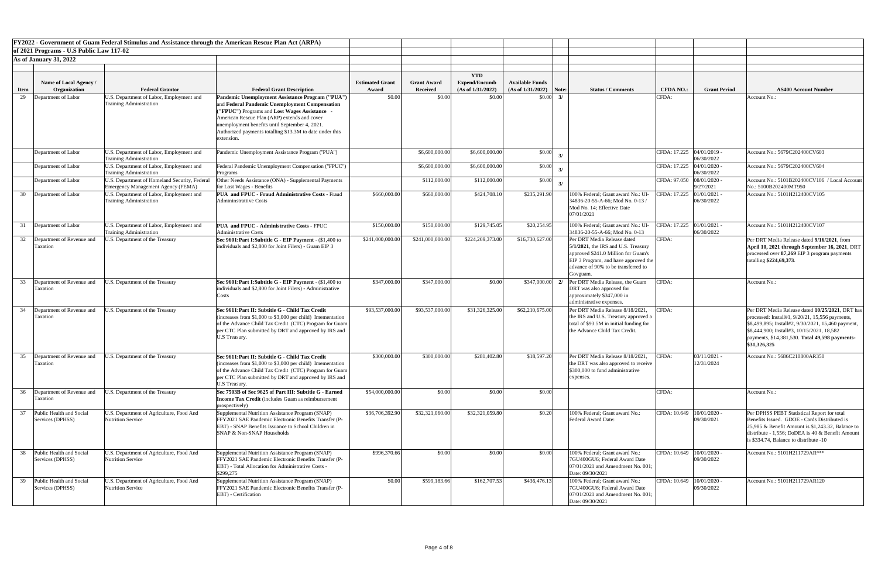**FY2022 - Government of Guam Federal Stimulus and Assistance through the American Rescue Plan Act (ARPA)**

**of 2021 Programs - U.S Public Law 117-02**

**As of January 31, 2022**

| Item | Name of Local Agency / Organization | Federal Grantor | Federal Grant Description | Estimated Grant Award | Grant Award Received | YTD Expend/Encumb (As of 1/31/2022) | Available Funds (As of 1/31/2022) | Note: | Status / Comments | CFDA NO.: | Grant Period | AS400 Account Number |
|---|---|---|---|---|---|---|---|---|---|---|---|---|
| 29 | Department of Labor | U.S. Department of Labor, Employment and Training Administration | **Pandemic Unemployment Assistance Program ("PUA")** and **Federal Pandemic Unemployment Compensation ("FPUC")** Programs and **Lost Wages Assistance** - American Rescue Plan (ARP) extends and cover unemployment benefits until September 4, 2021. Authorized payments totalling $13.3M to date under this extension. | $0.00 | $0.00 | $0.00 | $0.00 | 3/ | | CFDA: | | Account No.: |
| | Department of Labor | U.S. Department of Labor, Employment and Training Administration | Pandemic Unemployment Assistance Program ("PUA") | | $6,600,000.00 | $6,600,000.00 | $0.00 | 3/ | | CFDA: 17.225 | 04/01/2019 - 06/30/2022 | Account No.: 5679C202400CV603 |
| | Department of Labor | U.S. Department of Labor, Employment and Training Administration | Federal Pandemic Unemployment Compensation ("FPUC") Programs | | $6,600,000.00 | $6,600,000.00 | $0.00 | 3/ | | CFDA: 17.225 | 04/01/2020 - 06/30/2022 | Account No.: 5679C202400CV604 |
| | Department of Labor | U.S. Department of Homeland Security, Federal Emergency Management Agency (FEMA) | Other Needs Assistance (ONA) - Supplemental Payments for Lost Wages - Benefits | | $112,000.00 | $112,000.00 | $0.00 | 3/ | | CFDA: 97.050 | 08/01/2020 - 9/27/2021 | Account No.: 5101B202400CV106 / Local Account No.: 5100B202400MT950 |
| 30 | Department of Labor | U.S. Department of Labor, Employment and Training Administration | **PUA and FPUC - Fraud Administrative Costs** - Fraud Admininstratiive Costs | $660,000.00 | $660,000.00 | $424,708.10 | $235,291.90 | | 100% Federal; Grant award No.: UI-34836-20-55-A-66; Mod No. 0-13 / Mod No. 14; Effective Date 07/01/2021 | CFDA: 17.225 | 01/01/2021 - 06/30/2022 | Account No.: 5101H212400CV105 |
| 31 | Department of Labor | U.S. Department of Labor, Employment and Training Administration | **PUA and FPUC - Administrative Costs** - FPUC Administrative Costs | $150,000.00 | $150,000.00 | $129,745.05 | $20,254.95 | | 100% Federal; Grant award No.: UI-34836-20-55-A-66; Mod No. 0-13 | CFDA: 17.225 | 01/01/2021 - 06/30/2022 | Account No.: 5101H212400CV107 |
| 32 | Department of Revenue and Taxation | U.S. Department of the Treasury | **Sec 9601:Part I:Subtitle G - EIP Payment** - ($1,400 to individuals and $2,800 for Joint Filers) - Guam EIP 3 | $241,000,000.00 | $241,000,000.00 | $224,269,373.00 | $16,730,627.00 | | Per DRT Media Release dated **5/1/2021**, the IRS and U.S. Treasury approved $241.0 Million for Guam's EIP 3 Program, and have approved the advance of 90% to be transferred to Govguam. | CFDA: | | Per DRT Media Release dated **9/16/2021**, from **April 10, 2021 through September 16, 2021**, DRT processed over **87,269** EIP 3 program payments totalling **$224,69,373**. |
| 33 | Department of Revenue and Taxation | U.S. Department of the Treasury | **Sec 9601:Part I:Subtitle G - EIP Payment** - ($1,400 to individuals and $2,800 for Joint Filers) - Administrative Costs | $347,000.00 | $347,000.00 | $0.00 | $347,000.00 | 2/ | Per DRT Media Release, the Guam DRT was also approved for approximately $347,000 in administrative expenses. | CFDA: | | Account No.: |
| 34 | Department of Revenue and Taxation | U.S. Department of the Treasury | **Sec 9611:Part II: Subtitle G - Child Tax Credit** (increases from $1,000 to $3,000 per child) Imementation of the Advance Child Tax Credit (CTC) Program for Guam per CTC Plan submitted by DRT and approved by IRS and U.S Treasury. | $93,537,000.00 | $93,537,000.00 | $31,326,325.00 | $62,210,675.00 | | Per DRT Media Release 8/18/2021, the IRS and U.S. Treasury approved a total of $93.5M in initial funding for the Advance Child Tax Credit. | CFDA: | | Per DRT Media Release dated **10/25/2021**, DRT has processed: Install#1, 9/20/21, 15,556 payments, $8,499,895; Install#2, 9/30/2021, 15,460 payment, $8,444,900; Install#3, 10/15/2021, 18,582 payments, $14,381,530. **Total 49,598 payments-$31,326,325** |
| 35 | Department of Revenue and Taxation | U.S. Department of the Treasury | **Sec 9611:Part II: Subtitle G - Child Tax Credit** (increases from $1,000 to $3,000 per child) Imementation of the Advance Child Tax Credit (CTC) Program for Guam per CTC Plan submitted by DRT and approved by IRS and U.S Treasury. | $300,000.00 | $300,000.00 | $281,402.80 | $18,597.20 | | Per DRT Media Release 8/18/2021, the DRT was also approved to receive $300,000 to fund administrative expenses. | CFDA: | 03/11/2021 - 12/31/2024 | Account No.: 5686C210800AR350 |
| 36 | Department of Revenue and Taxation | U.S. Department of the Treasury | **Sec 7503B of Sec 9625 of Part III: Subtitle G - Earned Income Tax Credit** (includes Guam as reimbursement prospectively) | $54,000,000.00 | $0.00 | $0.00 | $0.00 | | | CFDA: | | Account No.: |
| 37 | Public Health and Social Services (DPHSS) | U.S. Department of Agriculture, Food And Nutrition Service | Supplemental Nutrition Assistance Program (SNAP) FFY2021 SAE Pandemic Electronic Benefits Transfer (P-EBT) - SNAP Benefits Issuance to School Children in SNAP & Non-SNAP Households | $36,706,392.90 | $32,321,060.00 | $32,321,059.80 | $0.20 | | 100% Federal; Grant award No.: Federal Award Date: | CFDA: 10.649 | 10/01/2020 - 09/30/2021 | Per DPHSS PEBT Statistical Report for total Benefits Issued. GDOE - Cards Distributed is 25,985 & Benefit Amount is $1,243.32, Balance to distribute - 1,556; DoDEA is 40 & Benefit Amount is $334.74, Balance to distribute -10 |
| 38 | Public Health and Social Services (DPHSS) | U.S. Department of Agriculture, Food And Nutrition Service | Supplemental Nutrition Assistance Program (SNAP) FFY2021 SAE Pandemic Electronic Benefits Transfer (P-EBT) - Total Allocation for Administrative Costs - $299,275 | $996,370.66 | $0.00 | $0.00 | $0.00 | | 100% Federal; Grant award No.: 7GU400GU6; Federal Award Date 07/01/2021 and Amendment No. 001; Date: 09/30/2021 | CFDA: 10.649 | 10/01/2020 - 09/30/2022 | Account No.: 5101H211729AR*** |
| 39 | Public Health and Social Services (DPHSS) | U.S. Department of Agriculture, Food And Nutrition Service | Supplemental Nutrition Assistance Program (SNAP) FFY2021 SAE Pandemic Electronic Benefits Transfer (P-EBT) - Certification | $0.00 | $599,183.66 | $162,707.53 | $436,476.13 | | 100% Federal; Grant award No.: 7GU400GU6; Federal Award Date 07/01/2021 and Amendment No. 001; Date: 09/30/2021 | CFDA: 10.649 | 10/01/2020 - 09/30/2022 | Account No.: 5101H211729AR120 |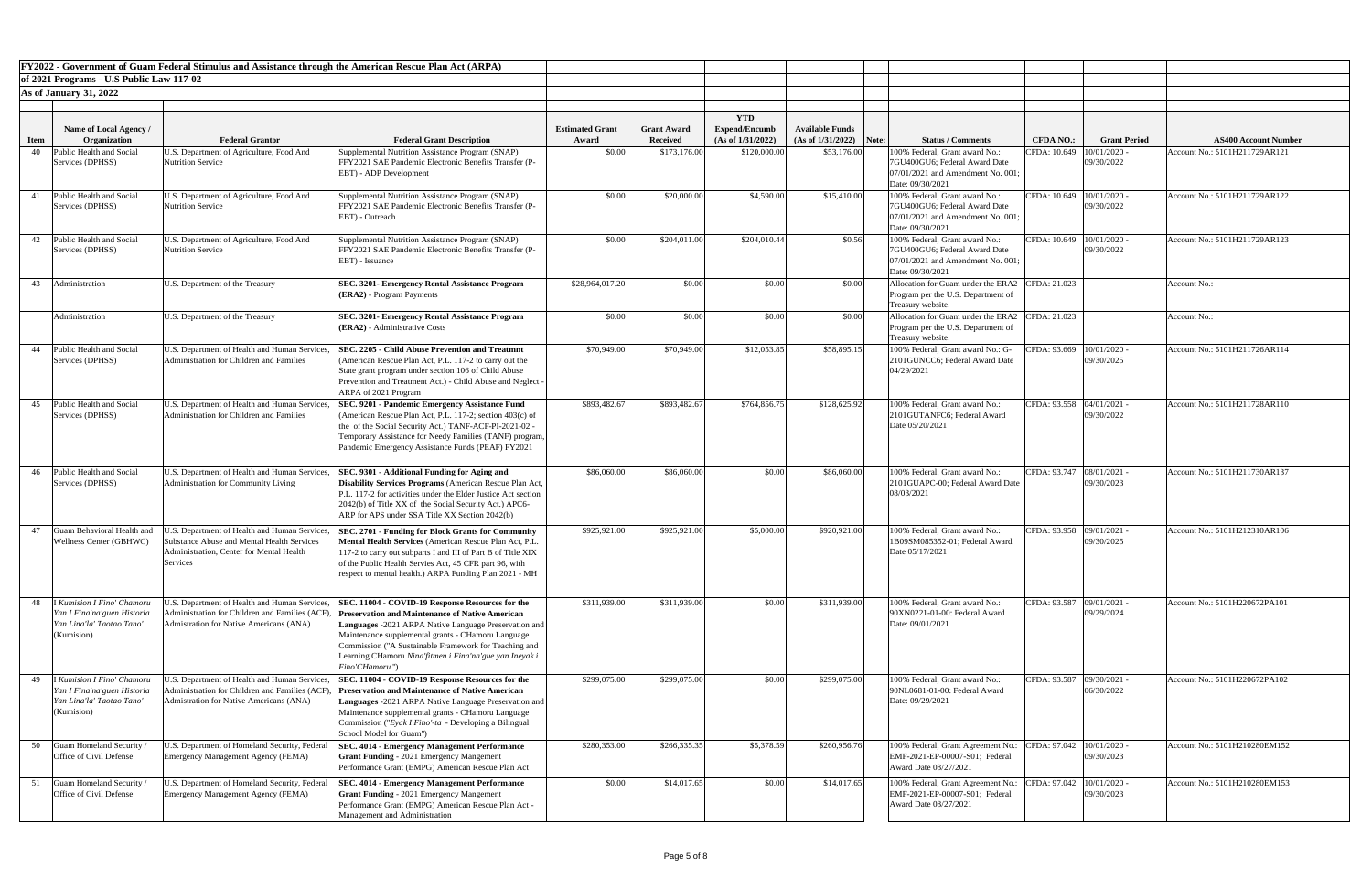**FY2022 - Government of Guam Federal Stimulus and Assistance through the American Rescue Plan Act (ARPA)**

**of 2021 Programs - U.S Public Law 117-02**

**As of January 31, 2022**

| Item | Name of Local Agency / Organization | Federal Grantor | Federal Grant Description | Estimated Grant Award | Grant Award Received | YTD Expend/Encumb (As of 1/31/2022) | Available Funds (As of 1/31/2022) | Note: | Status / Comments | CFDA NO.: | Grant Period | AS400 Account Number |
|---|---|---|---|---|---|---|---|---|---|---|---|---|
| 40 | Public Health and Social Services (DPHSS) | U.S. Department of Agriculture, Food And Nutrition Service | Supplemental Nutrition Assistance Program (SNAP) FFY2021 SAE Pandemic Electronic Benefits Transfer (P-EBT) - ADP Development | $0.00 | $173,176.00 | $120,000.00 | $53,176.00 | | 100% Federal; Grant award No.: 7GU400GU6; Federal Award Date 07/01/2021 and Amendment No. 001; Date: 09/30/2021 | CFDA: 10.649 | 10/01/2020 - 09/30/2022 | Account No.: 5101H211729AR121 |
| 41 | Public Health and Social Services (DPHSS) | U.S. Department of Agriculture, Food And Nutrition Service | Supplemental Nutrition Assistance Program (SNAP) FFY2021 SAE Pandemic Electronic Benefits Transfer (P-EBT) - Outreach | $0.00 | $20,000.00 | $4,590.00 | $15,410.00 | | 100% Federal; Grant award No.: 7GU400GU6; Federal Award Date 07/01/2021 and Amendment No. 001; Date: 09/30/2021 | CFDA: 10.649 | 10/01/2020 - 09/30/2022 | Account No.: 5101H211729AR122 |
| 42 | Public Health and Social Services (DPHSS) | U.S. Department of Agriculture, Food And Nutrition Service | Supplemental Nutrition Assistance Program (SNAP) FFY2021 SAE Pandemic Electronic Benefits Transfer (P-EBT) - Issuance | $0.00 | $204,011.00 | $204,010.44 | $0.56 | | 100% Federal; Grant award No.: 7GU400GU6; Federal Award Date 07/01/2021 and Amendment No. 001; Date: 09/30/2021 | CFDA: 10.649 | 10/01/2020 - 09/30/2022 | Account No.: 5101H211729AR123 |
| 43 | Administration | U.S. Department of the Treasury | **SEC. 3201- Emergency Rental Assistance Program (ERA2)** - Program Payments | $28,964,017.20 | $0.00 | $0.00 | $0.00 | | Allocation for Guam under the ERA2 Program per the U.S. Department of Treasury website. | CFDA: 21.023 | | Account No.: |
| | Administration | U.S. Department of the Treasury | **SEC. 3201- Emergency Rental Assistance Program (ERA2)** - Administrative Costs | $0.00 | $0.00 | $0.00 | $0.00 | | Allocation for Guam under the ERA2 Program per the U.S. Department of Treasury website. | CFDA: 21.023 | | Account No.: |
| 44 | Public Health and Social Services (DPHSS) | U.S. Department of Health and Human Services, Administration for Children and Families | **SEC. 2205 - Child Abuse Prevention and Treatmnt** (American Rescue Plan Act, P.L. 117-2 to carry out the State grant program under section 106 of Child Abuse Prevention and Treatment Act.) - Child Abuse and Neglect - ARPA of 2021 Program | $70,949.00 | $70,949.00 | $12,053.85 | $58,895.15 | | 100% Federal; Grant award No.: G-2101GUNCC6; Federal Award Date 04/29/2021 | CFDA: 93.669 | 10/01/2020 - 09/30/2025 | Account No.: 5101H211726AR114 |
| 45 | Public Health and Social Services (DPHSS) | U.S. Department of Health and Human Services, Administration for Children and Families | **SEC. 9201 - Pandemic Emergency Assistance Fund** (American Rescue Plan Act, P.L. 117-2; section 403(c) of the of the Social Security Act.) TANF-ACF-PI-2021-02 - Temporary Assistance for Needy Families (TANF) program, Pandemic Emergency Assistance Funds (PEAF) FY2021 | $893,482.67 | $893,482.67 | $764,856.75 | $128,625.92 | | 100% Federal; Grant award No.: 2101GUTANFC6; Federal Award Date 05/20/2021 | CFDA: 93.558 | 04/01/2021 - 09/30/2022 | Account No.: 5101H211728AR110 |
| 46 | Public Health and Social Services (DPHSS) | U.S. Department of Health and Human Services, Administration for Community Living | **SEC. 9301 - Additional Funding for Aging and Disability Services Programs** (American Rescue Plan Act, P.L. 117-2 for activities under the Elder Justice Act section 2042(b) of Title XX of the Social Security Act.) APC6-ARP for APS under SSA Title XX Section 2042(b) | $86,060.00 | $86,060.00 | $0.00 | $86,060.00 | | 100% Federal; Grant award No.: 2101GUAPC-00; Federal Award Date 08/03/2021 | CFDA: 93.747 | 08/01/2021 - 09/30/2023 | Account No.: 5101H211730AR137 |
| 47 | Guam Behavioral Health and Wellness Center (GBHWC) | U.S. Department of Health and Human Services, Substance Abuse and Mental Health Services Administration, Center for Mental Health Services | **SEC. 2701 - Funding for Block Grants for Community Mental Health Services** (American Rescue Plan Act, P.L. 117-2 to carry out subparts I and III of Part B of Title XIX of the Public Health Servies Act, 45 CFR part 96, with respect to mental health.) ARPA Funding Plan 2021 - MH | $925,921.00 | $925,921.00 | $5,000.00 | $920,921.00 | | 100% Federal; Grant award No.: 1B09SM085352-01; Federal Award Date 05/17/2021 | CFDA: 93.958 | 09/01/2021 - 09/30/2025 | Account No.: 5101H212310AR106 |
| 48 | *I Kumision I Fino' Chamoru Yan I Fina'na'guen Historia Yan Lina'la' Taotao Tano'* (Kumision) | U.S. Department of Health and Human Services, Administration for Children and Families (ACF), Admistration for Native Americans (ANA) | **SEC. 11004 - COVID-19 Response Resources for the Preservation and Maintenance of Native American Languages** -2021 ARPA Native Language Preservation and Maintenance supplemental grants - CHamoru Language Commission ("A Sustainable Framework for Teaching and Learning CHamoru *Nina'fitmen i Fina'na'gue yan Ineyak i Fino'CHamoru*") | $311,939.00 | $311,939.00 | $0.00 | $311,939.00 | | 100% Federal; Grant award No.: 90NL0681-01-00: Federal Award Date: 09/01/2021 | CFDA: 93.587 | 09/01/2021 - 09/29/2024 | Account No.: 5101H220672PA101 |
| 49 | *I Kumision I Fino' Chamoru Yan I Fina'na'guen Historia Yan Lina'la' Taotao Tano'* (Kumision) | U.S. Department of Health and Human Services, Administration for Children and Families (ACF), Admistration for Native Americans (ANA) | **SEC. 11004 - COVID-19 Response Resources for the Preservation and Maintenance of Native American Languages** -2021 ARPA Native Language Preservation and Maintenance supplemental grants - CHamoru Language Commission ("*Eyak I Fino'-ta* - Developing a Bilingual School Model for Guam") | $299,075.00 | $299,075.00 | $0.00 | $299,075.00 | | 100% Federal; Grant award No.: 90NL0682-01-00: Federal Award Date: 09/29/2021 | CFDA: 93.587 | 09/30/2021 - 06/30/2022 | Account No.: 5101H220672PA102 |
| 50 | Guam Homeland Security / Office of Civil Defense | U.S. Department of Homeland Security, Federal Emergency Management Agency (FEMA) | **SEC. 4014 - Emergency Management Performance Grant Funding** - 2021 Emergency Mangement Performance Grant (EMPG) American Rescue Plan Act | $280,353.00 | $266,335.35 | $5,378.59 | $260,956.76 | | 100% Federal; Grant Agreement No.: EMF-2021-EP-00007-S01; Federal Award Date 08/27/2021 | CFDA: 97.042 | 10/01/2020 - 09/30/2023 | Account No.: 5101H210280EM152 |
| 51 | Guam Homeland Security / Office of Civil Defense | U.S. Department of Homeland Security, Federal Emergency Management Agency (FEMA) | **SEC. 4014 - Emergency Management Performance Grant Funding** - 2021 Emergency Mangement Performance Grant (EMPG) American Rescue Plan Act - Management and Administration | $0.00 | $14,017.65 | $0.00 | $14,017.65 | | 100% Federal; Grant Agreement No.: EMF-2021-EP-00007-S01; Federal Award Date 08/27/2021 | CFDA: 97.042 | 10/01/2020 - 09/30/2023 | Account No.: 5101H210280EM153 |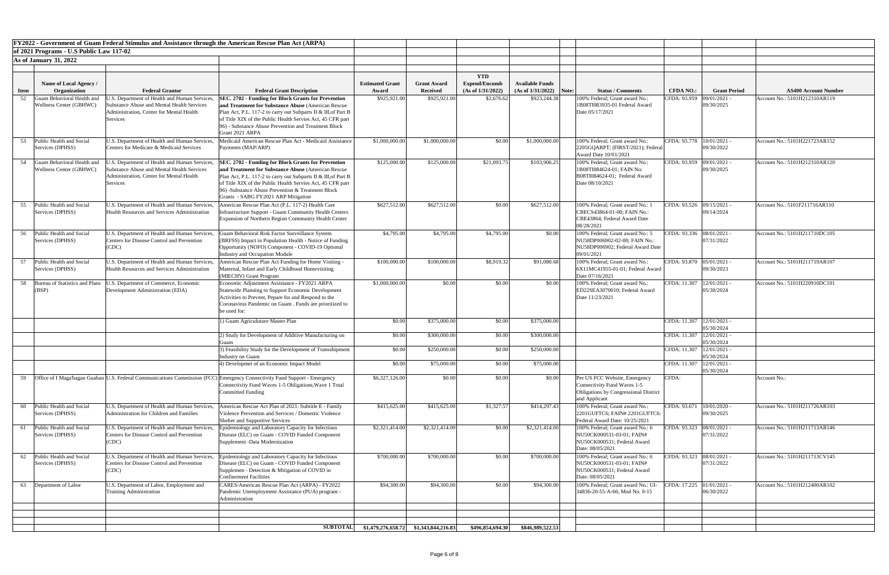**FY2022 - Government of Guam Federal Stimulus and Assistance through the American Rescue Plan Act (ARPA)**

**of 2021 Programs - U.S Public Law 117-02**

**As of January 31, 2022**

| Item | Name of Local Agency / Organization | Federal Grantor | Federal Grant Description | Estimated Grant Award | Grant Award Received | YTD Expend/Encumb (As of 1/31/2022) | Available Funds (As of 1/31/2022) | Note: | Status / Comments | CFDA NO.: | Grant Period | AS400 Account Number |
|---|---|---|---|---|---|---|---|---|---|---|---|---|
| 52 | Guam Behavioral Health and Wellness Center (GBHWC) | U.S. Department of Health and Human Services, Substance Abuse and Mental Health Services Administration, Center for Mental Health Services | **SEC. 2702 - Funding for Block Grants for Prevention and Treatment for Substance Abuse** (American Rescue Plan Act, P.L. 117-2 to carry out Subparts II & III,of Part B of Title XIX of the Public Health Servies Act, 45 CFR part 96) - Substance Abuse Prevention and Treatment Block Grant 2021 ARPA | $925,921.00 | $925,921.00 | $2,676.62 | $923,244.38 | | 100% Federal; Grant award No.: 1B08TI083935-01 Federal Award Date 05/17/2021 | CFDA: 93.959 | 09/01/2021 - 09/30/2025 | Account No.: 5101H212310AR119 |
| 53 | Public Health and Social Services (DPHSS) | U.S. Department of Health and Human Services, Centers for Medicare & Medicaid Services | Medicaid American Rescue Plan Act - Medicaid Assistance Payments (MAP/ARP) | $1,000,000.00 | $1,000,000.00 | $0.00 | $1,000,000.00 | | 100% Federal; Grant award No.: 2205GQARPT; (FIRST/2021); Federal Award Date 10/01/2021 | CFDA: 93.778 | 10/01/2021 - 09/30/2022 | Account No.: 5101H221723AR152 |
| 54 | Guam Behavioral Health and Wellness Center (GBHWC) | U.S. Department of Health and Human Services, Substance Abuse and Mental Health Services Administration, Center for Mental Health Services | **SEC. 2702 - Funding for Block Grants for Prevention and Treatment for Substance Abuse** (American Rescue Plan Act, P.L. 117-2 to carry out Subparts II & III,of Part B of Title XIX of the Public Health Servies Act, 45 CFR part 96) -Substance Abuse Prevention & Treatment Block Grants - SABG FY2021 ARP Mitigation | $125,000.00 | $125,000.00 | $21,093.75 | $103,906.25 | | 100% Federal; Grant award No.: 1B08TI084624-01; FAIN No: B08TI084624-01; Federal Award Date 08/10/2021 | CFDA: 93.959 | 09/01/2021 - 09/30/2025 | Account No.: 5101H212310AR120 |
| 55 | Public Health and Social Services (DPHSS) | U.S. Department of Health and Human Services, Health Resources and Services Administration | American Rescue Plan Act (P.L. 117-2) Health Care Infrastructure Support - Guam Community Health Centers Expansion of Northern Region Community Health Center | $627,512.00 | $627,512.00 | $0.00 | $627,512.00 | | 100% Federal; Grant award No.: 1 CBECS43864-01-00; FAIN No.: CBE43864; Federal Award Date 08/28/2021 | CFDA: 93.526 | 09/15/2021 - 09/14/2024 | Account No.: 5101F211716AR110 |
| 56 | Public Health and Social Services (DPHSS) | U.S. Department of Health and Human Services, Centers for Disease Control and Prevention (CDC) | Guam Behavioral Risk Factor Surveillance System (BRFSS) Impact in Population Health - Notice of Funding Opportunity (NOFO) Component - COVID-19 Optional Industry and Occupation Module | $4,795.00 | $4,795.00 | $4,795.00 | $0.00 | | 100% Federal; Grant award No.: 5 NU58DP006902-02-00; FAIN No.: NU58DP006902; Federal Award Date 09/01/2021 | CFDA: 93.336 | 08/01/2021 - 07/31/2022 | Account No.: 5101H211710DC105 |
| 57 | Public Health and Social Services (DPHSS) | U.S. Department of Health and Human Services, Health Resources and Services Administration | American Rescue Plan Act Funding for Home Visiting - Maternal, Infant and Early Childhood Homevisiting (MIECHV) Grant Program | $100,000.00 | $100,000.00 | $8,919.32 | $91,080.68 | | 100% Federal; Grant award No.: 6X11MC41955-01-01; Federal Award Date 07/16/2021 | CFDA: 93.870 | 05/01/2021 - 09/30/2023 | Account No.: 5101H211719AR107 |
| 58 | Bureau of Statistics and Plans (BSP) | U.S. Department of Commerce, Economic Development Administration (EDA) | Economic Adjustment Assistance - FY2021 ARPA Statewide Planning to Support Economic Development Activities to Prevent, Pepare for and Respond to the Coronavirus Pandemic on Guam . Funds are prioritized to be used for: | $1,000,000.00 | $0.00 | $0.00 | $0.00 | | 100% Federal; Grant award No.: ED22SEA3070010; Federal Award Date 11/23/2021 | CFDA: 11.307 | 12/01/2021 - 05/30/2024 | Account No.: 5101H220910DC101 |
| | | | 1) Guam Agriculuture Master Plan | $0.00 | $375,000.00 | $0.00 | $375,000.00 | | | CFDA: 11.307 | 12/01/2021 - 05/30/2024 | |
| | | | 2) Study for Development of Additive Manufacturing on Guam | $0.00 | $300,000.00 | $0.00 | $300,000.00 | | | CFDA: 11.307 | 12/01/2021 - 05/30/2024 | |
| | | | 3) Feasibility Study for the Development of Transshipment Industry on Guam | $0.00 | $250,000.00 | $0.00 | $250,000.00 | | | CFDA: 11.307 | 12/01/2021 - 05/30/2024 | |
| | | | 4) Developmet of an Economic Impact Model | $0.00 | $75,000.00 | $0.00 | $75,000.00 | | | CFDA: 11.307 | 12/01/2021 - 05/30/2024 | |
| 59 | Office of I Maga'hagan Guahan | U.S. Federal Communications Commission (FCC) | Emergency Connectivity Fund Support - Emergency Connectivity Fund Waves 1-5 Obligations,Wave 1 Total Committed Funding | $6,327,126.00 | $0.00 | $0.00 | $0.00 | | Per US FCC Website, Emergency Connectivity Fund Waves 1-5 Obligations by Congressional District and Applicant | CFDA: | | Account No.: |
| 60 | Public Health and Social Services (DPHSS) | U.S. Department of Health and Human Services, Administration for Children and Families | American Rescue Act Plan of 2021: Subtitle E - Family Violence Prevention and Services / Domestic Violence Shelter and Supportive Services | $415,625.00 | $415,625.00 | $1,327.57 | $414,297.43 | | 100% Federal; Grant award No.: 2201GUFTC6; FAIN# 2201GUFTC6: Federal Award Date: 10/25/2021 | CFDA: 93.671 | 10/01/2020 - 09/30/2025 | Account No.: 5101H211726AR103 |
| 61 | Public Health and Social Services (DPHSS) | U.S. Department of Health and Human Services, Centers for Disease Control and Prevention (CDC) | Epidemiology and Laboratory Capacity for Infectious Disease (ELC) on Guam - COVID Funded Component Supplement -Data Modernization | $2,321,414.00 | $2,321,414.00 | $0.00 | $2,321,414.00 | | 100% Federal; Grant award No.: 6 NU50CK000531-03-01; FAIN# NU50CK000531; Federal Award Date: 08/05/2021 | CFDA: 93.323 | 08/01/2021 - 07/31/2022 | Account No.: 5101H211713AR146 |
| 62 | Public Health and Social Services (DPHSS) | U.S. Department of Health and Human Services, Centers for Disease Control and Prevention (CDC) | Epidemiology and Laboratory Capacity for Infectious Disease (ELC) on Guam - COVID Funded Component Supplemen - Detection & Mitigation of COVID in Confinement Facilities | $700,000.00 | $700,000.00 | $0.00 | $700,000.00 | | 100% Federal; Grant award No.: 6 NU50CK000531-03-01; FAIN# NU50CK000531; Federal Award Date: 08/05/2021 | CFDA: 93.323 | 08/01/2021 - 07/31/2022 | Account No.: 5101H211713CV145 |
| 63 | Department of Labor | U.S. Department of Labor, Employment and Training Administration | CARES/American Rescue Plan Act (ARPA) - FY2022 Pandemic Unemployment Assistance (PUA) program - Administration | $94,300.00 | $94,300.00 | $0.00 | $94,300.00 | | 100% Federal; Grant award No.: UI-34836-20-55-A-66; Mod No. 0-15 | CFDA: 17.225 | 01/01/2021 - 06/30/2022 | Account No.: 5101H212400AR102 |
| | | | | | | | | | | | | |
| | | | **SUBTOTAL** | **$1,479,276,658.72** | **$1,343,844,216.83** | **$496,854,694.30** | **$846,989,522.53** | | | | | |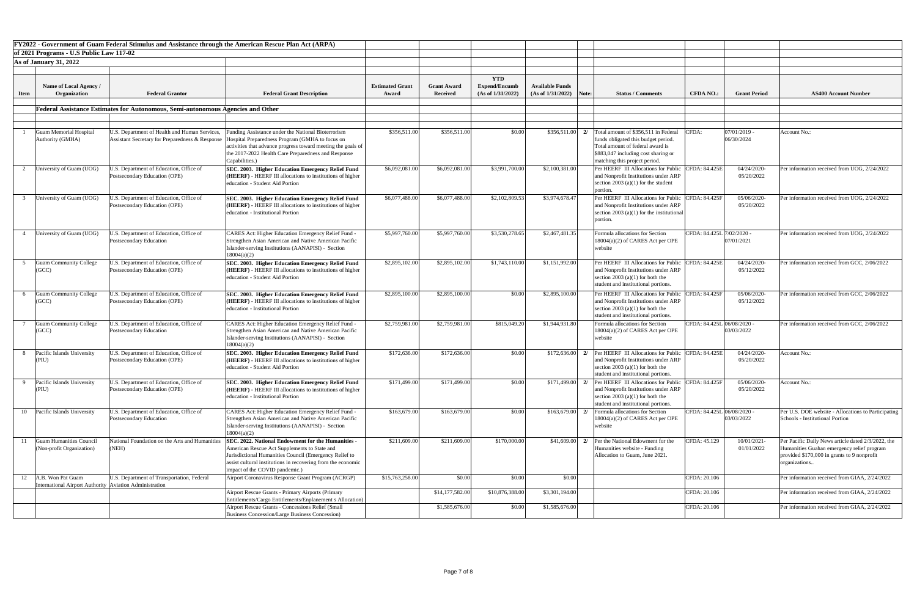**FY2022 - Government of Guam Federal Stimulus and Assistance through the American Rescue Plan Act (ARPA)**

**of 2021 Programs - U.S Public Law 117-02**

**As of January 31, 2022**

| Item | Name of Local Agency / Organization | Federal Grantor | Federal Grant Description | Estimated Grant Award | Grant Award Received | YTD Expend/Encumb (As of 1/31/2022) | Available Funds (As of 1/31/2022) | Note: | Status / Comments | CFDA NO.: | Grant Period | AS400 Account Number |
|---|---|---|---|---|---|---|---|---|---|---|---|---|
| | **Federal Assistance Estimates for Autonomous, Semi-autonomous Agencies and Other** | | | | | | | | | | | |
| 1 | Guam Memorial Hospital Authority (GMHA) | U.S. Department of Health and Human Services, Assistant Secretary for Preparedness & Response | Funding Assistance under the National Bioterrorism Hospital Preparedness Program (GMHA to focus on activities that advance progress toward meeting the goals of the 2017-2022 Health Care Preparedness and Response Capabilities.) | $356,511.00 | $356,511.00 | $0.00 | $356,511.00 | 2/ | Total amount of $356,511 in Federal funds obligated this budget period. Total amount of federal award is $883,047 including cost sharing or matching this project period. | CFDA: | 07/01/2019 - 06/30/2024 | Account No.: |
| 2 | University of Guam (UOG) | U.S. Department of Education, Office of Postsecondary Education (OPE) | **SEC. 2003. Higher Education Emergency Relief Fund (HEERF)** - HEERF III allocations to institutions of higher education - Student Aid Portion | $6,092,081.00 | $6,092,081.00 | $3,991,700.00 | $2,100,381.00 | | Per HEERF III Allocations for Public and Nonprofit Institutions under ARP section 2003 (a)(1) for the student portion. | CFDA: 84.425E | 04/24/2020- 05/20/2022 | Per information received from UOG, 2/24/2022 |
| 3 | University of Guam (UOG) | U.S. Department of Education, Office of Postsecondary Education (OPE) | **SEC. 2003. Higher Education Emergency Relief Fund (HEERF)** - HEERF III allocations to institutions of higher education - Institutional Portion | $6,077,488.00 | $6,077,488.00 | $2,102,809.53 | $3,974,678.47 | | Per HEERF III Allocations for Public and Nonprofit Institutions under ARP section 2003 (a)(1) for the institutional portion. | CFDA: 84.425F | 05/06/2020- 05/20/2022 | Per information received from UOG, 2/24/2022 |
| 4 | University of Guam (UOG) | U.S. Department of Education, Office of Postsecondary Education | CARES Act: Higher Education Emergency Relief Fund - Strengthen Asian American and Native American Pacific Islander-serving Institutions (AANAPISI) - Section 18004(a)(2) | $5,997,760.00 | $5,997,760.00 | $3,530,278.65 | $2,467,481.35 | | Formula allocations for Section 18004(a)(2) of CARES Act per OPE website | CFDA: 84.425L | 7/02/2020 - 07/01/2021 | Per information received from UOG, 2/24/2022 |
| 5 | Guam Community College (GCC) | U.S. Department of Education, Office of Postsecondary Education (OPE) | **SEC. 2003. Higher Education Emergency Relief Fund (HEERF)** - HEERF III allocations to institutions of higher education - Student Aid Portion | $2,895,102.00 | $2,895,102.00 | $1,743,110.00 | $1,151,992.00 | | Per HEERF III Allocations for Public and Nonprofit Institutions under ARP section 2003 (a)(1) for both the student and institutional portions. | CFDA: 84.425E | 04/24/2020- 05/12/2022 | Per information received from GCC, 2/06/2022 |
| 6 | Guam Community College (GCC) | U.S. Department of Education, Office of Postsecondary Education (OPE) | **SEC. 2003. Higher Education Emergency Relief Fund (HEERF)** - HEERF III allocations to institutions of higher education - Institutional Portion | $2,895,100.00 | $2,895,100.00 | $0.00 | $2,895,100.00 | | Per HEERF III Allocations for Public and Nonprofit Institutions under ARP section 2003 (a)(1) for both the student and institutional portions. | CFDA: 84.425F | 05/06/2020- 05/12/2022 | Per information received from GCC, 2/06/2022 |
| 7 | Guam Community College (GCC) | U.S. Department of Education, Office of Postsecondary Education | CARES Act: Higher Education Emergency Relief Fund - Strengthen Asian American and Native American Pacific Islander-serving Institutions (AANAPISI) - Section 18004(a)(2) | $2,759,981.00 | $2,759,981.00 | $815,049.20 | $1,944,931.80 | | Formula allocations for Section 18004(a)(2) of CARES Act per OPE website | CFDA: 84.425L | 06/08/2020 - 03/03/2022 | Per information received from GCC, 2/06/2022 |
| 8 | Pacific Islands University (PIU) | U.S. Department of Education, Office of Postsecondary Education (OPE) | **SEC. 2003. Higher Education Emergency Relief Fund (HEERF)** - HEERF III allocations to institutions of higher education - Student Aid Portion | $172,636.00 | $172,636.00 | $0.00 | $172,636.00 | 2/ | Per HEERF III Allocations for Public and Nonprofit Institutions under ARP section 2003 (a)(1) for both the student and institutional portions. | CFDA: 84.425E | 04/24/2020- 05/20/2022 | Account No.: |
| 9 | Pacific Islands University (PIU) | U.S. Department of Education, Office of Postsecondary Education (OPE) | **SEC. 2003. Higher Education Emergency Relief Fund (HEERF)** - HEERF III allocations to institutions of higher education - Institutional Portion | $171,499.00 | $171,499.00 | $0.00 | $171,499.00 | 2/ | Per HEERF III Allocations for Public and Nonprofit Institutions under ARP section 2003 (a)(1) for both the student and institutional portions. | CFDA: 84.425F | 05/06/2020- 05/20/2022 | Account No.: |
| 10 | Pacific Islands University | U.S. Department of Education, Office of Postsecondary Education | CARES Act: Higher Education Emergency Relief Fund - Strengthen Asian American and Native American Pacific Islander-serving Institutions (AANAPISI) - Section 18004(a)(2) | $163,679.00 | $163,679.00 | $0.00 | $163,679.00 | 2/ | Formula allocations for Section 18004(a)(2) of CARES Act per OPE website | CFDA: 84.425L | 06/08/2020 - 03/03/2022 | Per U.S. DOE website - Allocations to Participating Schools - Institutional Portion |
| 11 | Guam Humanities Council (Non-profit Organization) | National Foundation on the Arts and Humanities (NEH) | **SEC. 2022. National Endowment for the Humanities** - American Rescue Act Supplements to State and Jurisdictional Humanities Council (Emergency Relief to assist cultural institutions in recovering from the economic impact of the COVID pandemic.) | $211,609.00 | $211,609.00 | $170,000.00 | $41,609.00 | 2/ | Per the National Edowment for the Humanities website - Funding Allocation to Guam, June 2021. | CFDA: 45.129 | 10/01/2021- 01/01/2022 | Per Pacific Daily News article dated 2/3/2022, the Humanities Guahan emergency relief program provided $170,000 in grants to 9 nonprofit organizations.. |
| 12 | A.B. Won Pat Guam International Airport Authority | U.S. Department of Transportation, Federal Aviation Administration | Airport Coronavirus Response Grant Program (ACRGP) | $15,763,258.00 | $0.00 | $0.00 | $0.00 | | | CFDA: 20.106 | | Per information received from GIAA, 2/24/2022 |
| | | | Airport Rescue Grants - Primary Airports (Primary Entitlements/Cargo Entitlements/Enplanement s Allocation) | | $14,177,582.00 | $10,876,388.00 | $3,301,194.00 | | | CFDA: 20.106 | | Per information received from GIAA, 2/24/2022 |
| | | | Airport Rescue Grants - Concessions Relief (Small Business Concession/Large Business Concession) | | $1,585,676.00 | $0.00 | $1,585,676.00 | | | CFDA: 20.106 | | Per information received from GIAA, 2/24/2022 |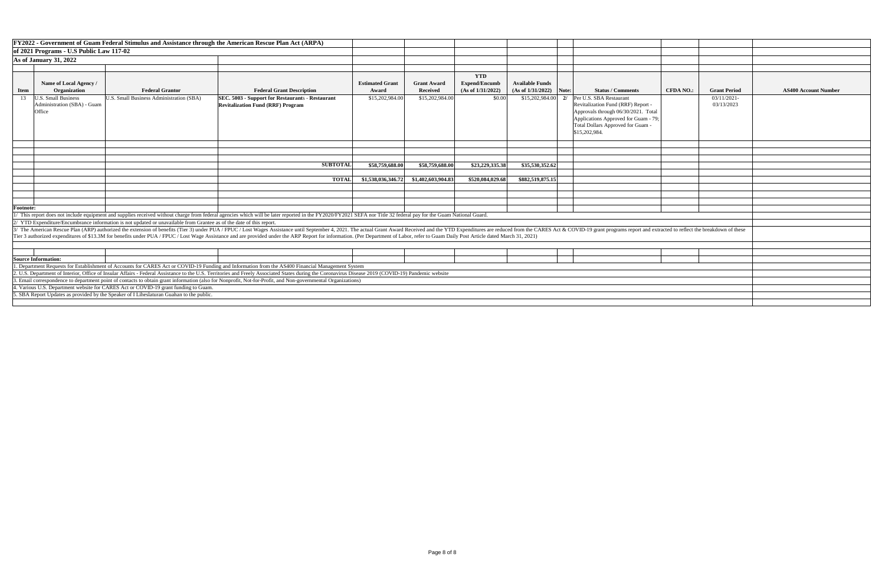**FY2022 - Government of Guam Federal Stimulus and Assistance through the American Rescue Plan Act (ARPA)**

**of 2021 Programs - U.S Public Law 117-02**

**As of January 31, 2022**

| Item | Name of Local Agency / Organization | Federal Grantor | Federal Grant Description | Estimated Grant Award | Grant Award Received | YTD Expend/Encumb (As of 1/31/2022) | Available Funds (As of 1/31/2022) | Note: | Status / Comments | CFDA NO.: | Grant Period | AS400 Account Number |
|---|---|---|---|---|---|---|---|---|---|---|---|---|
| 13 | U.S. Small Business Administration (SBA) - Guam Office | U.S. Small Business Administration (SBA) | **SEC. 5003 - Support for Restaurants - Restaurant Revitalization Fund (RRF) Program** | $15,202,984.00 | $15,202,984.00 | $0.00 | $15,202,984.00 | 2/ | Per U.S. SBA Restaurant Revitalization Fund (RRF) Report - Approvals through 06/30/2021. Total Applications Approved for Guam - 79; Total Dollars Approved for Guam - $15,202,984. | | 03/11/2021-03/13/2023 | |
| | | | **SUBTOTAL** | **$58,759,688.00** | **$58,759,688.00** | **$23,229,335.38** | **$35,530,352.62** | | | | | |
| | | | **TOTAL** | **$1,538,036,346.72** | **$1,402,603,904.83** | **$520,084,029.68** | **$882,519,875.15** | | | | | |

**Footnote:**

1/ This report does not include equipment and supplies received without charge from federal agencies which will be later reported in the FY2020/FY2021 SEFA nor Title 32 federal pay for the Guam National Guard.

2/ YTD Expenditure/Encumbrance information is not updated or unavailable from Grantee as of the date of this report.

3/ The American Rescue Plan (ARP) authorized the extension of benefits (Tier 3) under PUA / FPUC / Lost Wages Assistance until September 4, 2021. The actual Grant Award Received and the YTD Expenditures are reduced from the CARES Act & COVID-19 grant programs report and extracted to reflect the breakdown of these Tier 3 authorized expenditures of $13.3M for benefits under PUA / FPUC / Lost Wage Assistance and are provided under the ARP Report for information. (Per Department of Labor, refer to Guam Daily Post Article dated March 31, 2021)

**Source Information:**

1. Department Requests for Establishment of Accounts for CARES Act or COVID-19 Funding and Information from the AS400 Financial Management System
2. U.S. Department of Interior, Office of Insular Affairs - Federal Assistance to the U.S. Territories and Freely Associated States during the Coronavirus Disease 2019 (COVID-19) Pandemic website
3. Email correspondence to department point of contacts to obtain grant information (also for Nonprofit, Not-for-Profit, and Non-governmental Organizations)
4. Various U.S. Department website for CARES Act or COVID-19 grant funding to Guam.
5. SBA Report Updates as provided by the Speaker of I Liheslaturan Guahan to the public.